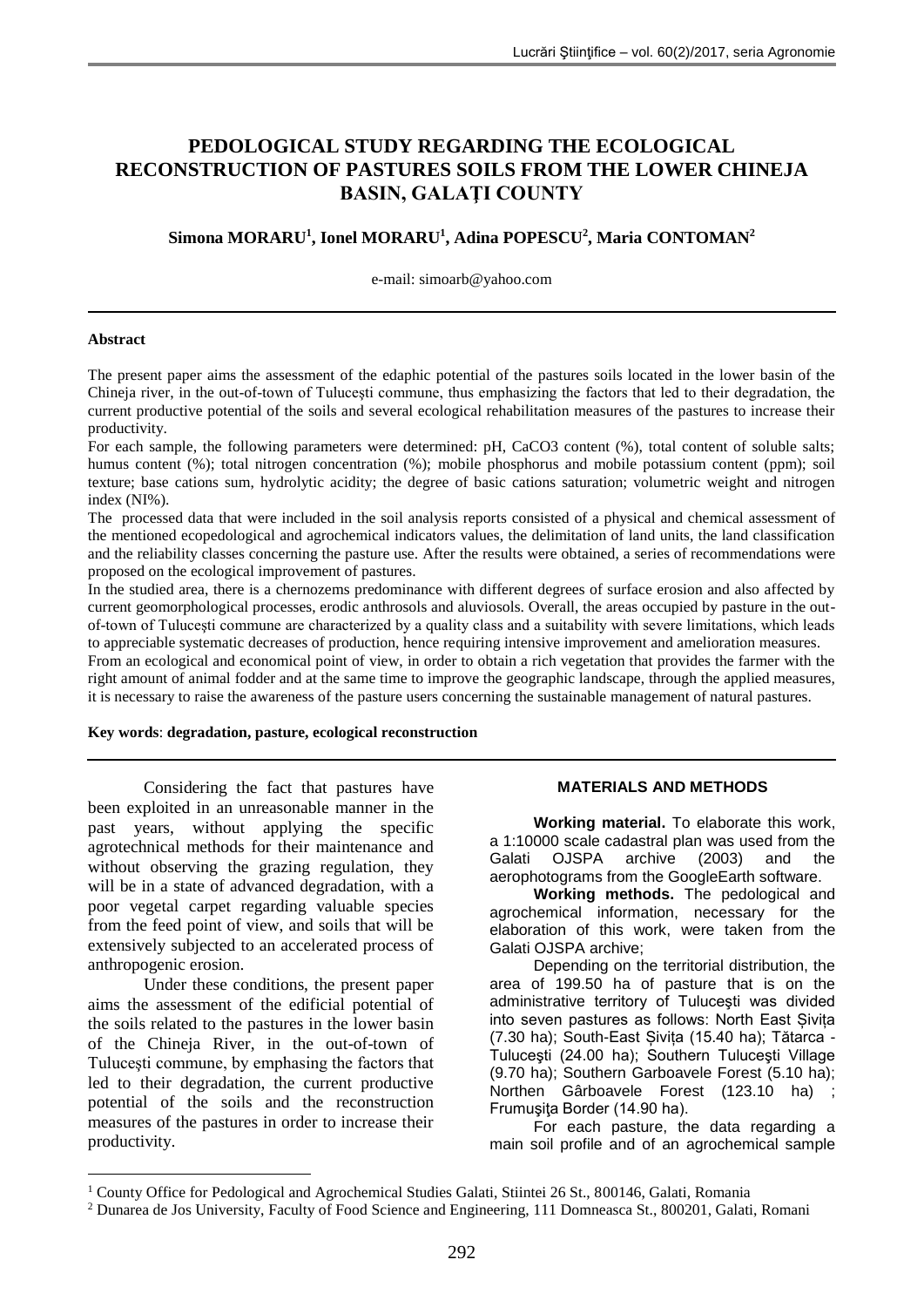# PEDOLOGICAL STUDY REGARDING THE ECOLOGICAL RECONSTRUCTION OF PASTURES SOILS FROM THE LOWER CHINEJA BASIN, GALAȚI COUNTY

**Simona MORARU[1], Ionel MORARU[1], Adina POPESCU[2], Maria CONTOMAN[2]**

e-mail: simoarb@yahoo.com

## Abstract

The present paper aims the assessment of the edaphic potential of the pastures soils located in the lower basin of the Chineja river, in the out-of-town of Tulucești commune, thus emphasizing the factors that led to their degradation, the current productive potential of the soils and several ecological rehabilitation measures of the pastures to increase their productivity.

For each sample, the following parameters were determined: pH, CaCO3 content (%), total content of soluble salts; humus content (%); total nitrogen concentration (%); mobile phosphorus and mobile potassium content (ppm); soil texture; base cations sum, hydrolytic acidity; the degree of basic cations saturation; volumetric weight and nitrogen index (NI%).

The processed data that were included in the soil analysis reports consisted of a physical and chemical assessment of the mentioned ecopedological and agrochemical indicators values, the delimitation of land units, the land classification and the reliability classes concerning the pasture use. After the results were obtained, a series of recommendations were proposed on the ecological improvement of pastures.

In the studied area, there is a chernozems predominance with different degrees of surface erosion and also affected by current geomorphological processes, erodic anthrosols and aluviosols. Overall, the areas occupied by pasture in the out-of-town of Tulucești commune are characterized by a quality class and a suitability with severe limitations, which leads to appreciable systematic decreases of production, hence requiring intensive improvement and amelioration measures.

From an ecological and economical point of view, in order to obtain a rich vegetation that provides the farmer with the right amount of animal fodder and at the same time to improve the geographic landscape, through the applied measures, it is necessary to raise the awareness of the pasture users concerning the sustainable management of natural pastures.

**Key words**: **degradation, pasture, ecological reconstruction**

Considering the fact that pastures have been exploited in an unreasonable manner in the past years, without applying the specific agrotechnical methods for their maintenance and without observing the grazing regulation, they will be in a state of advanced degradation, with a poor vegetal carpet regarding valuable species from the feed point of view, and soils that will be extensively subjected to an accelerated process of anthropogenic erosion.

Under these conditions, the present paper aims the assessment of the edificial potential of the soils related to the pastures in the lower basin of the Chineja River, in the out-of-town of Tulucești commune, by emphasing the factors that led to their degradation, the current productive potential of the soils and the reconstruction measures of the pastures in order to increase their productivity.

## MATERIALS AND METHODS

**Working material.** To elaborate this work, a 1:10000 scale cadastral plan was used from the Galati OJSPA archive (2003) and the aerophotograms from the GoogleEarth software.

**Working methods.** The pedological and agrochemical information, necessary for the elaboration of this work, were taken from the Galati OJSPA archive;

Depending on the territorial distribution, the area of 199.50 ha of pasture that is on the administrative territory of Tulucești was divided into seven pastures as follows: North East Șivița (7.30 ha); South-East Șivița (15.40 ha); Tătarca - Tulucești (24.00 ha); Southern Tulucești Village (9.70 ha); Southern Garboavele Forest (5.10 ha); Northen Gârboavele Forest (123.10 ha) ; Frumușița Border (14.90 ha).

For each pasture, the data regarding a main soil profile and of an agrochemical sample

---

[1] County Office for Pedological and Agrochemical Studies Galati, Stiintei 26 St., 800146, Galati, Romania

[2] Dunarea de Jos University, Faculty of Food Science and Engineering, 111 Domneasca St., 800201, Galati, Romani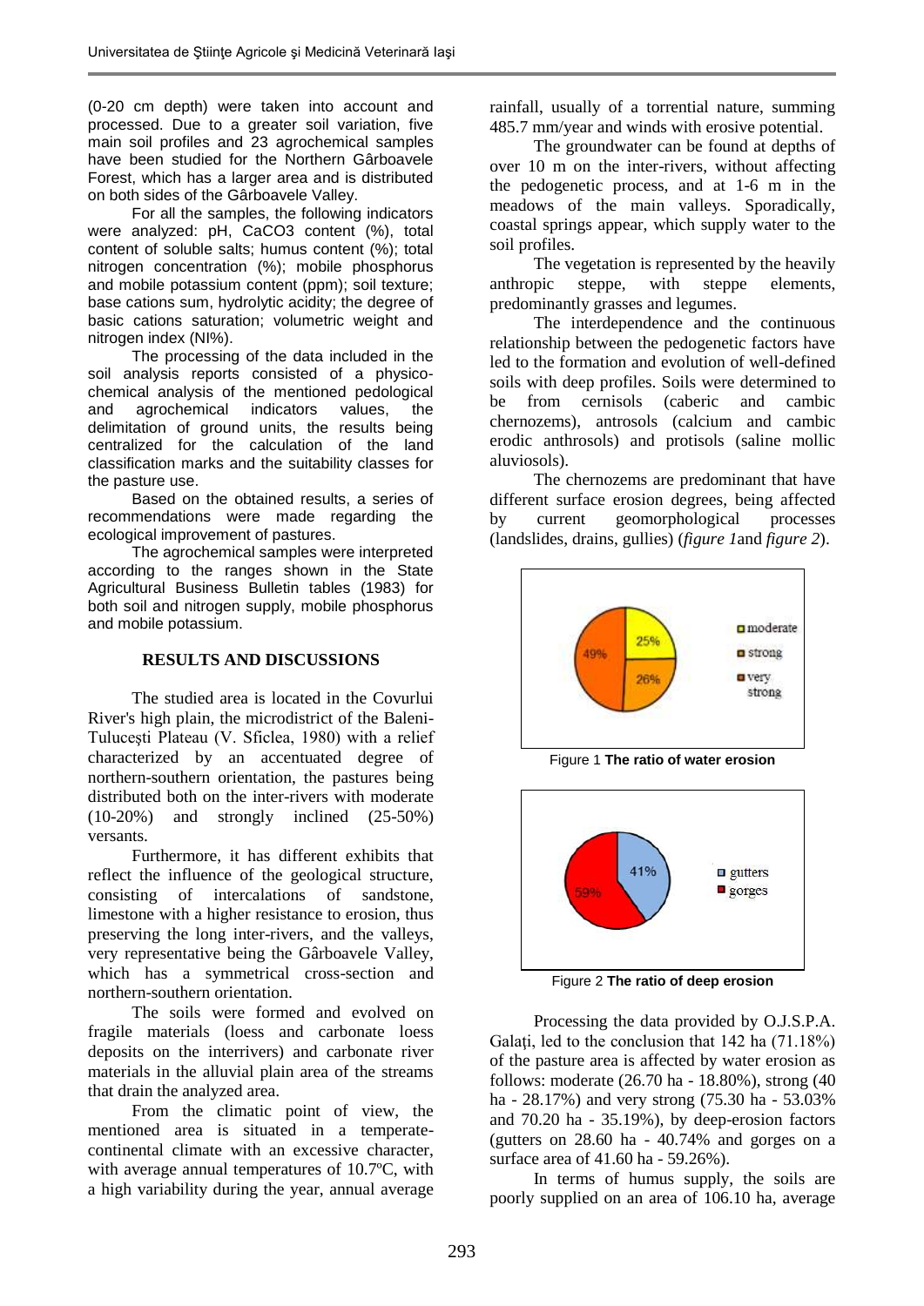(0-20 cm depth) were taken into account and processed. Due to a greater soil variation, five main soil profiles and 23 agrochemical samples have been studied for the Northern Gârboavele Forest, which has a larger area and is distributed on both sides of the Gârboavele Valley.

For all the samples, the following indicators were analyzed: pH, $CaCO_3$ content (%), total content of soluble salts; humus content (%); total nitrogen concentration (%); mobile phosphorus and mobile potassium content (ppm); soil texture; base cations sum, hydrolytic acidity; the degree of basic cations saturation; volumetric weight and nitrogen index (NI%).

The processing of the data included in the soil analysis reports consisted of a physico-chemical analysis of the mentioned pedological and agrochemical indicators values, the delimitation of ground units, the results being centralized for the calculation of the land classification marks and the suitability classes for the pasture use.

Based on the obtained results, a series of recommendations were made regarding the ecological improvement of pastures.

The agrochemical samples were interpreted according to the ranges shown in the State Agricultural Business Bulletin tables (1983) for both soil and nitrogen supply, mobile phosphorus and mobile potassium.

## RESULTS AND DISCUSSIONS

The studied area is located in the Covurlui River's high plain, the microdistrict of the Baleni-Tulucești Plateau (V. Sficlea, 1980) with a relief characterized by an accentuated degree of northern-southern orientation, the pastures being distributed both on the inter-rivers with moderate (10-20%) and strongly inclined (25-50%) versants.

Furthermore, it has different exhibits that reflect the influence of the geological structure, consisting of intercalations of sandstone, limestone with a higher resistance to erosion, thus preserving the long inter-rivers, and the valleys, very representative being the Gârboavele Valley, which has a symmetrical cross-section and northern-southern orientation.

The soils were formed and evolved on fragile materials (loess and carbonate loess deposits on the interrivers) and carbonate river materials in the alluvial plain area of the streams that drain the analyzed area.

From the climatic point of view, the mentioned area is situated in a temperate-continental climate with an excessive character, with average annual temperatures of 10.7ºC, with a high variability during the year, annual average rainfall, usually of a torrential nature, summing 485.7 mm/year and winds with erosive potential.

The groundwater can be found at depths of over 10 m on the inter-rivers, without affecting the pedogenetic process, and at 1-6 m in the meadows of the main valleys. Sporadically, coastal springs appear, which supply water to the soil profiles.

The vegetation is represented by the heavily anthropic steppe, with steppe elements, predominantly grasses and legumes.

The interdependence and the continuous relationship between the pedogenetic factors have led to the formation and evolution of well-defined soils with deep profiles. Soils were determined to be from cernisols (caberic and cambic chernozems), antrosols (calcium and cambic erodic anthrosols) and protisols (saline mollic aluviosols).

The chernozems are predominant that have different surface erosion degrees, being affected by current geomorphological processes (landslides, drains, gullies) (*figure 1*and *figure 2*).

Figure 1 **The ratio of water erosion**

Figure 2 **The ratio of deep erosion**

Processing the data provided by O.J.S.P.A. Galați, led to the conclusion that 142 ha (71.18%) of the pasture area is affected by water erosion as follows: moderate (26.70 ha - 18.80%), strong (40 ha - 28.17%) and very strong (75.30 ha - 53.03% and 70.20 ha - 35.19%), by deep-erosion factors (gutters on 28.60 ha - 40.74% and gorges on a surface area of 41.60 ha - 59.26%).

In terms of humus supply, the soils are poorly supplied on an area of 106.10 ha, average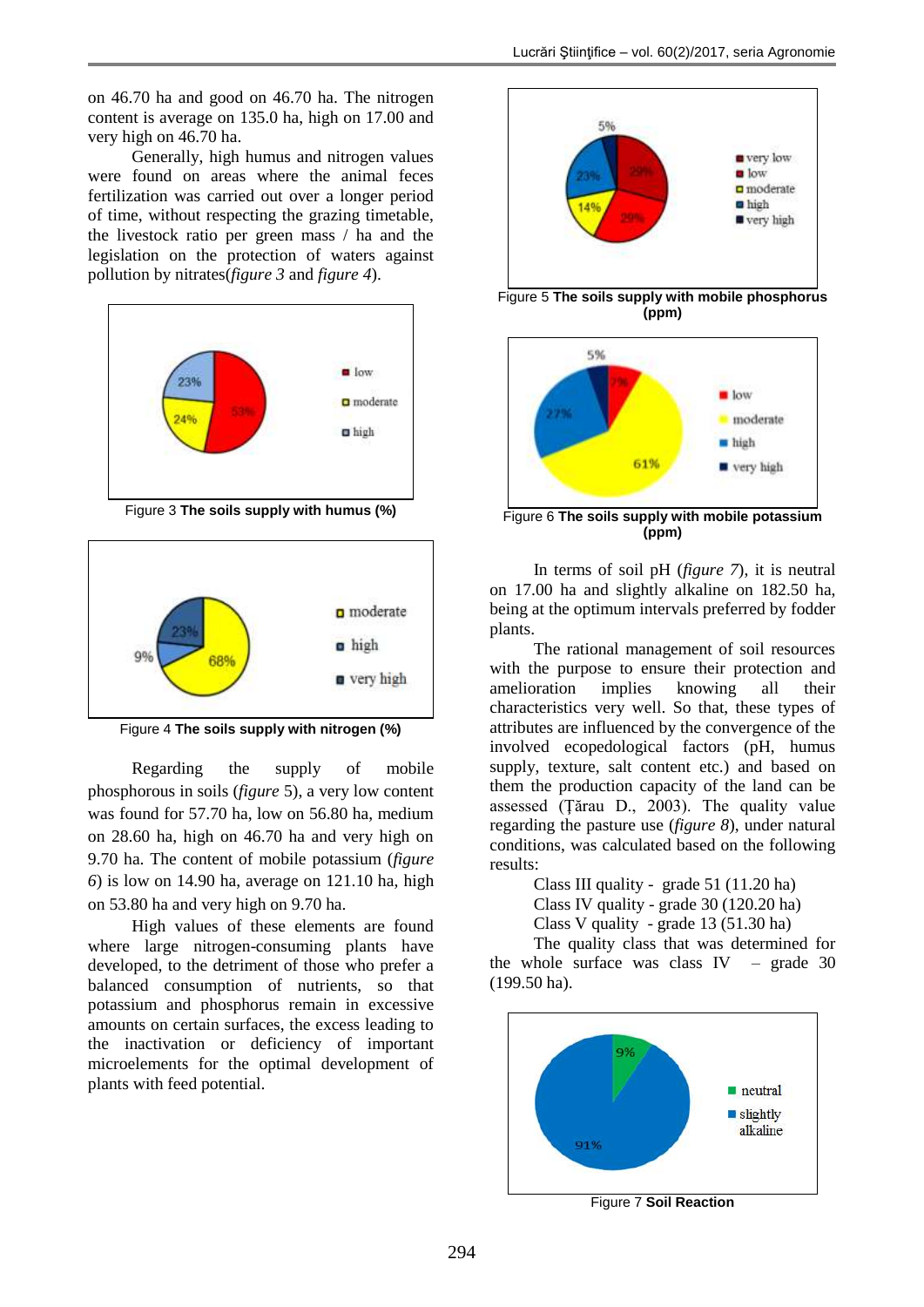on 46.70 ha and good on 46.70 ha. The nitrogen content is average on 135.0 ha, high on 17.00 and very high on 46.70 ha.

Generally, high humus and nitrogen values were found on areas where the animal feces fertilization was carried out over a longer period of time, without respecting the grazing timetable, the livestock ratio per green mass / ha and the legislation on the protection of waters against pollution by nitrates(*figure 3* and *figure 4*).

Figure 3 **The soils supply with humus (%)**

Figure 4 **The soils supply with nitrogen (%)**

Regarding the supply of mobile phosphorous in soils (*figure* 5), a very low content was found for 57.70 ha, low on 56.80 ha, medium on 28.60 ha, high on 46.70 ha and very high on 9.70 ha. The content of mobile potassium (*figure 6*) is low on 14.90 ha, average on 121.10 ha, high on 53.80 ha and very high on 9.70 ha.

High values of these elements are found where large nitrogen-consuming plants have developed, to the detriment of those who prefer a balanced consumption of nutrients, so that potassium and phosphorus remain in excessive amounts on certain surfaces, the excess leading to the inactivation or deficiency of important microelements for the optimal development of plants with feed potential.

Figure 5 **The soils supply with mobile phosphorus (ppm)**

Figure 6 **The soils supply with mobile potassium (ppm)**

In terms of soil pH (*figure 7*), it is neutral on 17.00 ha and slightly alkaline on 182.50 ha, being at the optimum intervals preferred by fodder plants.

The rational management of soil resources with the purpose to ensure their protection and amelioration implies knowing all their characteristics very well. So that, these types of attributes are influenced by the convergence of the involved ecopedological factors (pH, humus supply, texture, salt content etc.) and based on them the production capacity of the land can be assessed (Ţărau D., 2003). The quality value regarding the pasture use (*figure 8*), under natural conditions, was calculated based on the following results:

Class III quality - grade 51 (11.20 ha)
Class IV quality - grade 30 (120.20 ha)
Class V quality - grade 13 (51.30 ha)

The quality class that was determined for the whole surface was class IV – grade 30 (199.50 ha).

Figure 7 **Soil Reaction**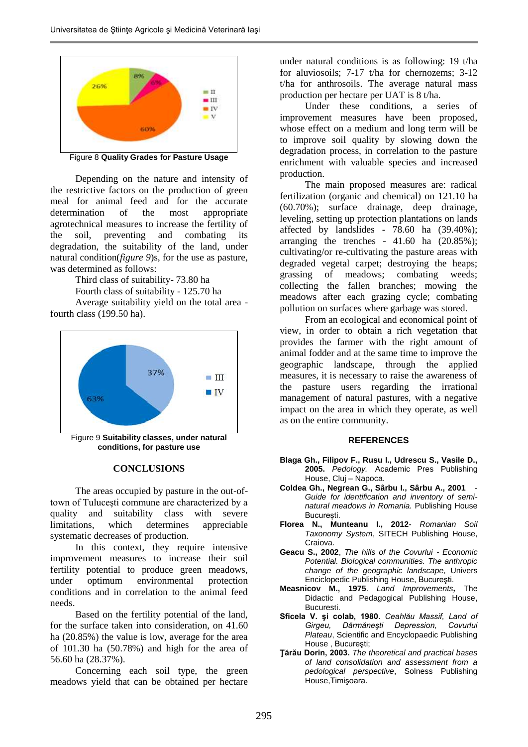8%

26%

6%

60%

II

III

IV

V

Figure 8 **Quality Grades for Pasture Usage**

Depending on the nature and intensity of the restrictive factors on the production of green meal for animal feed and for the accurate determination of the most appropriate agrotechnical measures to increase the fertility of the soil, preventing and combating its degradation, the suitability of the land, under natural condition(*figure 9*)s, for the use as pasture, was determined as follows:

Third class of suitability- 73.80 ha

Fourth class of suitability - 125.70 ha

Average suitability yield on the total area - fourth class (199.50 ha).

37%

63%

III

IV

Figure 9 **Suitability classes, under natural conditions, for pasture use**

## CONCLUSIONS

The areas occupied by pasture in the out-of-town of Tulucești commune are characterized by a quality and suitability class with severe limitations, which determines appreciable systematic decreases of production.

In this context, they require intensive improvement measures to increase their soil fertility potential to produce green meadows, under optimum environmental protection conditions and in correlation to the animal feed needs.

Based on the fertility potential of the land, for the surface taken into consideration, on 41.60 ha (20.85%) the value is low, average for the area of 101.30 ha (50.78%) and high for the area of 56.60 ha (28.37%).

Concerning each soil type, the green meadows yield that can be obtained per hectare under natural conditions is as following: 19 t/ha for aluviosoils; 7-17 t/ha for chernozems; 3-12 t/ha for anthrosoils. The average natural mass production per hectare per UAT is 8 t/ha.

Under these conditions, a series of improvement measures have been proposed, whose effect on a medium and long term will be to improve soil quality by slowing down the degradation process, in correlation to the pasture enrichment with valuable species and increased production.

The main proposed measures are: radical fertilization (organic and chemical) on 121.10 ha (60.70%); surface drainage, deep drainage, leveling, setting up protection plantations on lands affected by landslides - 78.60 ha (39.40%); arranging the trenches - 41.60 ha (20.85%); cultivating/or re-cultivating the pasture areas with degraded vegetal carpet; destroying the heaps; grassing of meadows; combating weeds; collecting the fallen branches; mowing the meadows after each grazing cycle; combating pollution on surfaces where garbage was stored.

From an ecological and economical point of view, in order to obtain a rich vegetation that provides the farmer with the right amount of animal fodder and at the same time to improve the geographic landscape, through the applied measures, it is necessary to raise the awareness of the pasture users regarding the irrational management of natural pastures, with a negative impact on the area in which they operate, as well as on the entire community.

## REFERENCES

**Blaga Gh., Filipov F., Rusu I., Udrescu S., Vasile D., 2005.** *Pedology.* Academic Pres Publishing House, Cluj – Napoca.

**Coldea Gh., Negrean G., Sârbu I., Sârbu A., 2001** - *Guide for identification and inventory of semi-natural meadows in Romania.* Publishing House București.

**Florea N., Munteanu I., 2012**- *Romanian Soil Taxonomy System*, SITECH Publishing House, Craiova.

**Geacu S., 2002**, *The hills of the Covurlui - Economic Potential. Biological communities. The anthropic change of the geographic landscape*, Univers Enciclopedic Publishing House, București.

**Measnicov M., 1975**. *Land Improvements***,** The Didactic and Pedagogical Publishing House, Bucuresti.

**Sficela V. şi colab, 1980**. *Ceahlău Massif, Land of Girgeu, Dărmăneşti Depression, Covurlui Plateau*, Scientific and Encyclopaedic Publishing House , Bucureşti;

**Ţărău Dorin, 2003.** *The theoretical and practical bases of land consolidation and assessment from a pedological perspective*, Solness Publishing House,Timişoara.